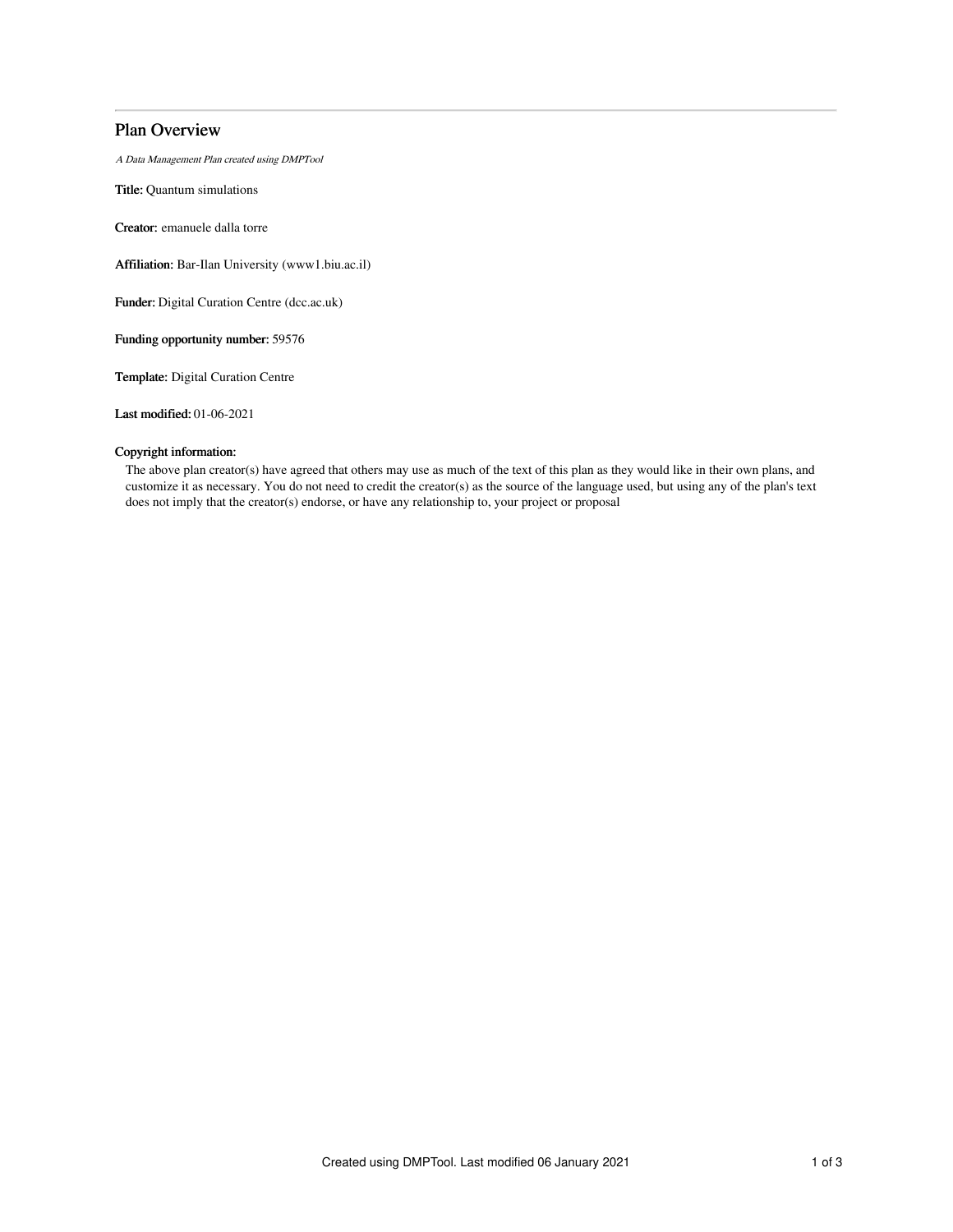# Plan Overview

*A Data Management Plan created using DMPTool*

**Title:** Quantum simulations

**Creator:** emanuele dalla torre

**Affiliation:** Bar-Ilan University (www1.biu.ac.il)

**Funder:** Digital Curation Centre (dcc.ac.uk)

**Funding opportunity number:** 59576

**Template:** Digital Curation Centre

**Last modified:** 01-06-2021

**Copyright information:**

The above plan creator(s) have agreed that others may use as much of the text of this plan as they would like in their own plans, and customize it as necessary. You do not need to credit the creator(s) as the source of the language used, but using any of the plan's text does not imply that the creator(s) endorse, or have any relationship to, your project or proposal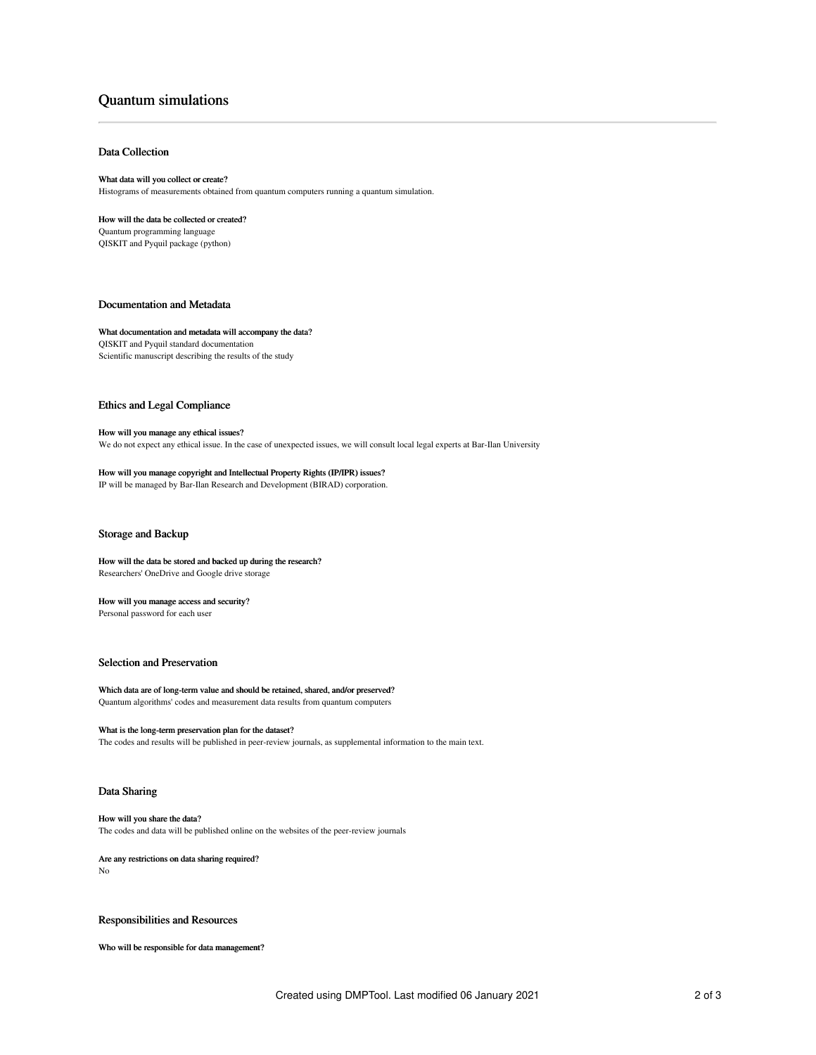# Quantum simulations

## Data Collection

**What data will you collect or create?**

Histograms of measurements obtained from quantum computers running a quantum simulation.

**How will the data be collected or created?**

Quantum programming language
QISKIT and Pyquil package (python)

## Documentation and Metadata

**What documentation and metadata will accompany the data?**

QISKIT and Pyquil standard documentation
Scientific manuscript describing the results of the study

## Ethics and Legal Compliance

**How will you manage any ethical issues?**

We do not expect any ethical issue. In the case of unexpected issues, we will consult local legal experts at Bar-Ilan University

**How will you manage copyright and Intellectual Property Rights (IP/IPR) issues?**

IP will be managed by Bar-Ilan Research and Development (BIRAD) corporation.

## Storage and Backup

**How will the data be stored and backed up during the research?**

Researchers' OneDrive and Google drive storage

**How will you manage access and security?**

Personal password for each user

## Selection and Preservation

**Which data are of long-term value and should be retained, shared, and/or preserved?**

Quantum algorithms' codes and measurement data results from quantum computers

**What is the long-term preservation plan for the dataset?**

The codes and results will be published in peer-review journals, as supplemental information to the main text.

## Data Sharing

**How will you share the data?**

The codes and data will be published online on the websites of the peer-review journals

**Are any restrictions on data sharing required?**

No

## Responsibilities and Resources

**Who will be responsible for data management?**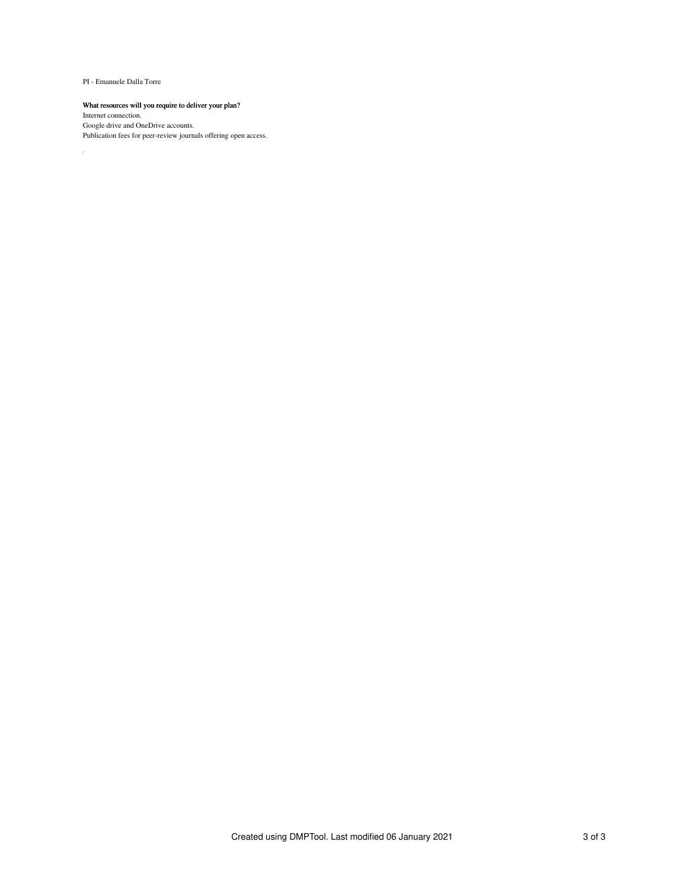PI - Emanuele Dalla Torre

**What resources will you require to deliver your plan?**

Internet connection.

Google drive and OneDrive accounts.

Publication fees for peer-review journals offering open access.